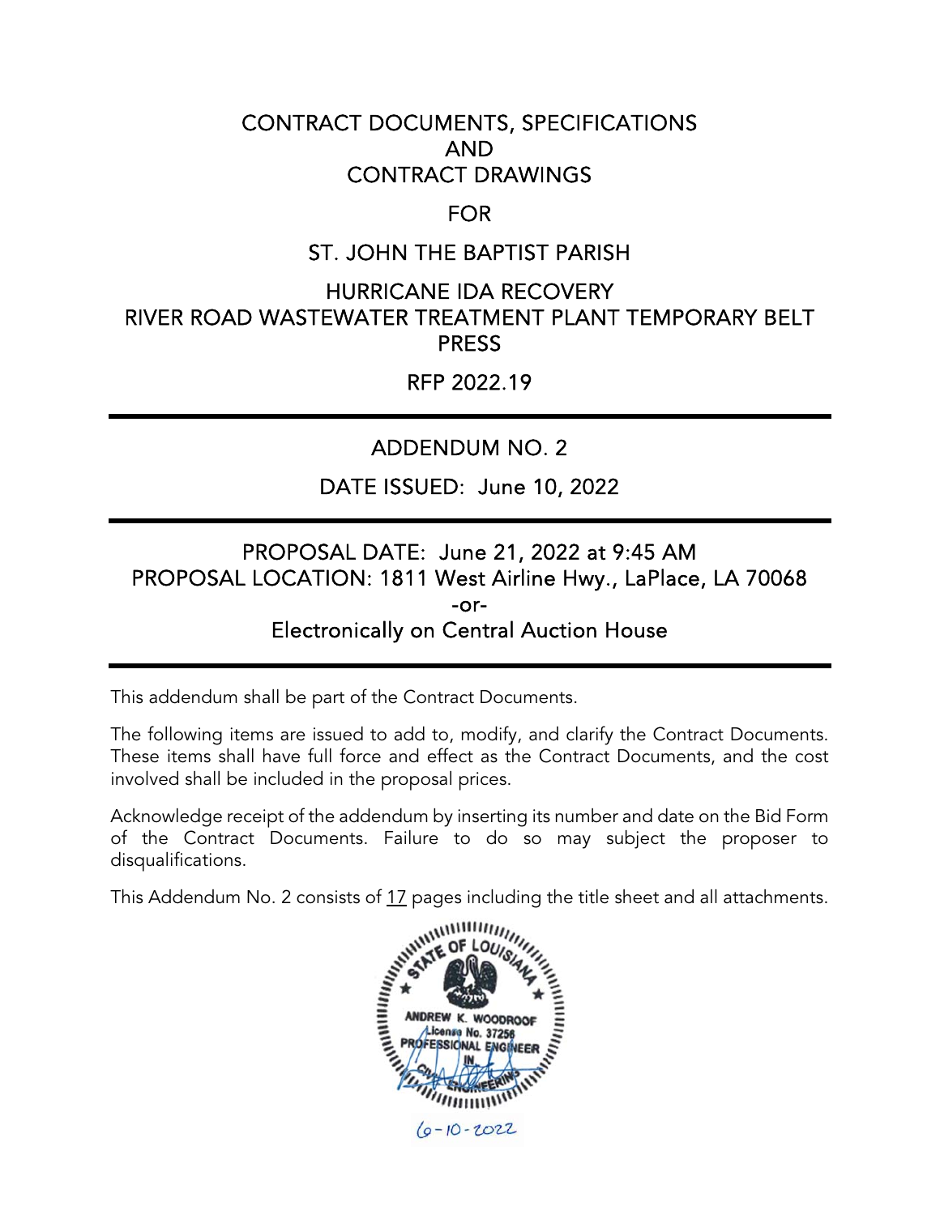# CONTRACT DOCUMENTS, SPECIFICATIONS AND CONTRACT DRAWINGS

## FOR

## ST. JOHN THE BAPTIST PARISH

## HURRICANE IDA RECOVERY RIVER ROAD WASTEWATER TREATMENT PLANT TEMPORARY BELT PRESS

## RFP 2022.19

---

## ADDENDUM NO. 2

DATE ISSUED: June 10, 2022

---

PROPOSAL DATE: June 21, 2022 at 9:45 AM

PROPOSAL LOCATION: 1811 West Airline Hwy., LaPlace, LA 70068

-or-

Electronically on Central Auction House

---

This addendum shall be part of the Contract Documents.

The following items are issued to add to, modify, and clarify the Contract Documents. These items shall have full force and effect as the Contract Documents, and the cost involved shall be included in the proposal prices.

Acknowledge receipt of the addendum by inserting its number and date on the Bid Form of the Contract Documents. Failure to do so may subject the proposer to disqualifications.

This Addendum No. 2 consists of 17 pages including the title sheet and all attachments.

STATE OF LOUISIANA
ANDREW K. WOODROOF
License No. 37256
PROFESSIONAL ENGINEER
IN
CIVIL ENGINEERING

6-10-2022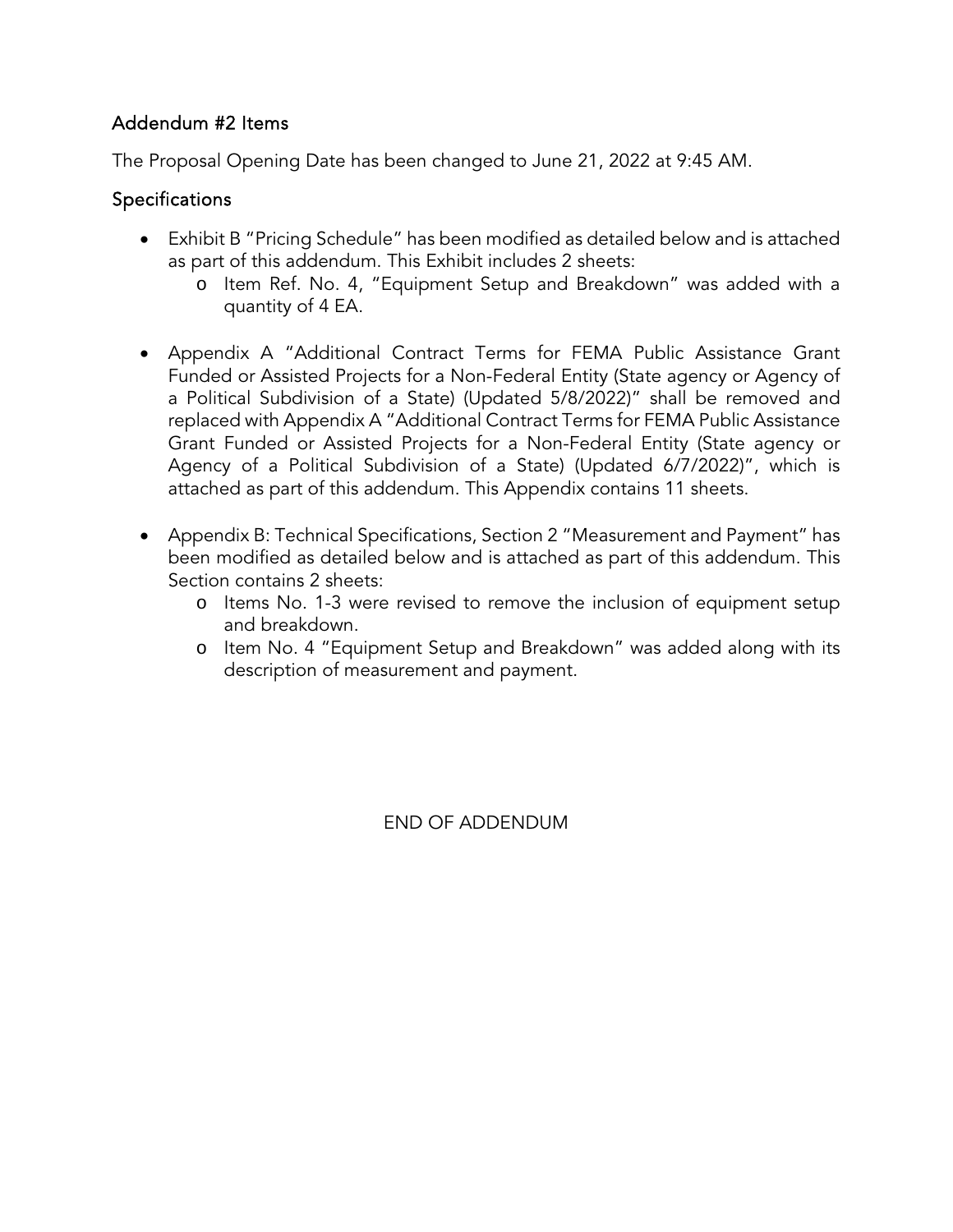## Addendum #2 Items

The Proposal Opening Date has been changed to June 21, 2022 at 9:45 AM.

## Specifications

- Exhibit B "Pricing Schedule" has been modified as detailed below and is attached as part of this addendum. This Exhibit includes 2 sheets:
  - Item Ref. No. 4, "Equipment Setup and Breakdown" was added with a quantity of 4 EA.

- Appendix A "Additional Contract Terms for FEMA Public Assistance Grant Funded or Assisted Projects for a Non-Federal Entity (State agency or Agency of a Political Subdivision of a State) (Updated 5/8/2022)" shall be removed and replaced with Appendix A "Additional Contract Terms for FEMA Public Assistance Grant Funded or Assisted Projects for a Non-Federal Entity (State agency or Agency of a Political Subdivision of a State) (Updated 6/7/2022)", which is attached as part of this addendum. This Appendix contains 11 sheets.

- Appendix B: Technical Specifications, Section 2 "Measurement and Payment" has been modified as detailed below and is attached as part of this addendum. This Section contains 2 sheets:
  - Items No. 1-3 were revised to remove the inclusion of equipment setup and breakdown.
  - Item No. 4 "Equipment Setup and Breakdown" was added along with its description of measurement and payment.

END OF ADDENDUM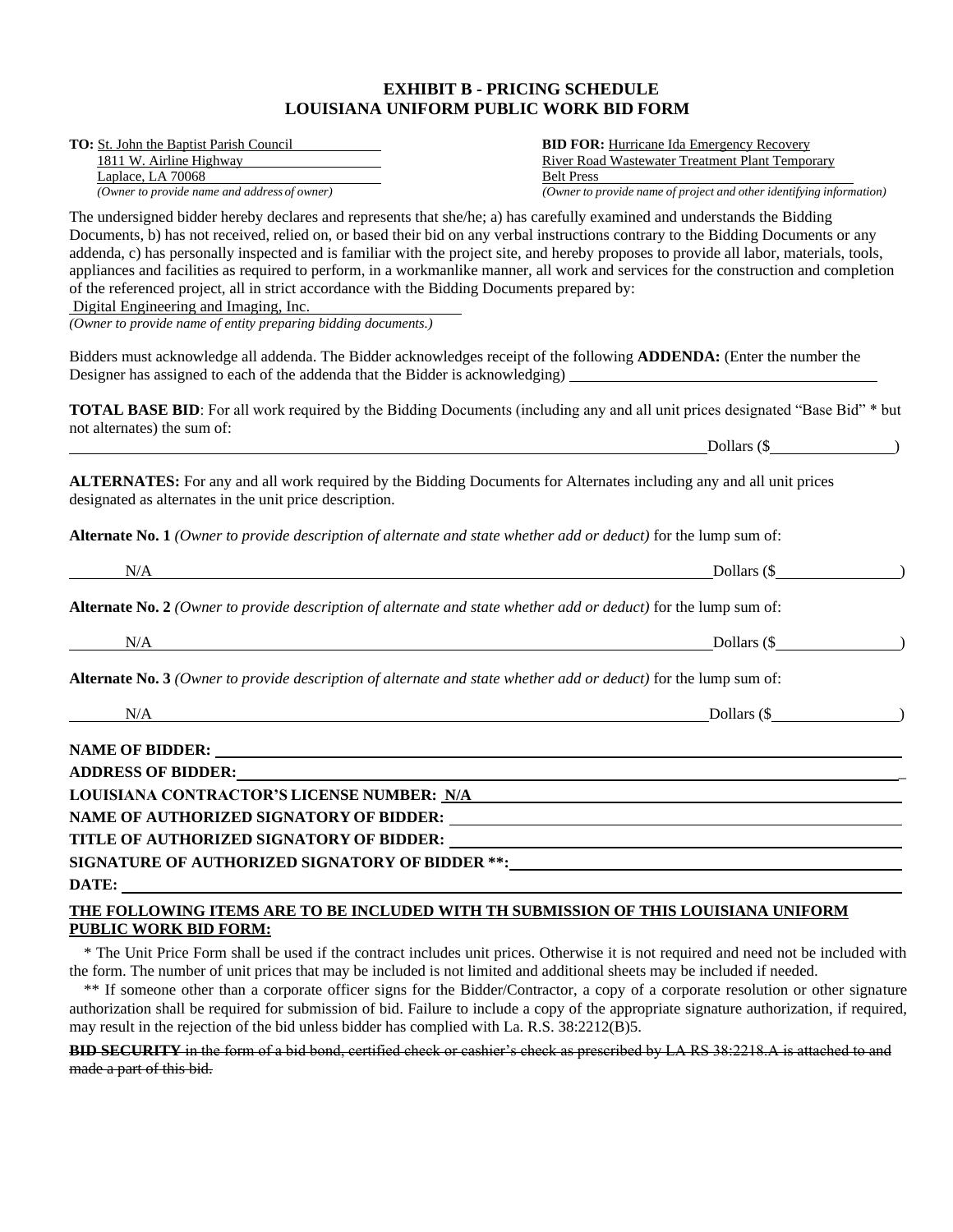# EXHIBIT B - PRICING SCHEDULE
# LOUISIANA UNIFORM PUBLIC WORK BID FORM

**TO:** St. John the Baptist Parish Council
1811 W. Airline Highway
Laplace, LA 70068
*(Owner to provide name and address of owner)*

**BID FOR:** Hurricane Ida Emergency Recovery
River Road Wastewater Treatment Plant Temporary
Belt Press
*(Owner to provide name of project and other identifying information)*

The undersigned bidder hereby declares and represents that she/he; a) has carefully examined and understands the Bidding Documents, b) has not received, relied on, or based their bid on any verbal instructions contrary to the Bidding Documents or any addenda, c) has personally inspected and is familiar with the project site, and hereby proposes to provide all labor, materials, tools, appliances and facilities as required to perform, in a workmanlike manner, all work and services for the construction and completion of the referenced project, all in strict accordance with the Bidding Documents prepared by:
Digital Engineering and Imaging, Inc.
*(Owner to provide name of entity preparing bidding documents.)*

Bidders must acknowledge all addenda. The Bidder acknowledges receipt of the following **ADDENDA:** (Enter the number the Designer has assigned to each of the addenda that the Bidder is acknowledging) ______________________

**TOTAL BASE BID**: For all work required by the Bidding Documents (including any and all unit prices designated "Base Bid" * but not alternates) the sum of:

______________________________________________ Dollars ($______________)

**ALTERNATES:** For any and all work required by the Bidding Documents for Alternates including any and all unit prices designated as alternates in the unit price description.

**Alternate No. 1** *(Owner to provide description of alternate and state whether add or deduct)* for the lump sum of:

N/A ______________________________________________ Dollars ($______________)

**Alternate No. 2** *(Owner to provide description of alternate and state whether add or deduct)* for the lump sum of:

N/A ______________________________________________ Dollars ($______________)

**Alternate No. 3** *(Owner to provide description of alternate and state whether add or deduct)* for the lump sum of:

N/A ______________________________________________ Dollars ($______________)

**NAME OF BIDDER:** ______________________

**ADDRESS OF BIDDER:** ______________________

**LOUISIANA CONTRACTOR'S LICENSE NUMBER:** N/A

**NAME OF AUTHORIZED SIGNATORY OF BIDDER:** ______________________

**TITLE OF AUTHORIZED SIGNATORY OF BIDDER:** ______________________

**SIGNATURE OF AUTHORIZED SIGNATORY OF BIDDER \*\*:** ______________________

**DATE:** ______________________

**THE FOLLOWING ITEMS ARE TO BE INCLUDED WITH TH SUBMISSION OF THIS LOUISIANA UNIFORM PUBLIC WORK BID FORM:**

\* The Unit Price Form shall be used if the contract includes unit prices. Otherwise it is not required and need not be included with the form. The number of unit prices that may be included is not limited and additional sheets may be included if needed.

\*\* If someone other than a corporate officer signs for the Bidder/Contractor, a copy of a corporate resolution or other signature authorization shall be required for submission of bid. Failure to include a copy of the appropriate signature authorization, if required, may result in the rejection of the bid unless bidder has complied with La. R.S. 38:2212(B)5.

~~**BID SECURITY** in the form of a bid bond, certified check or cashier's check as prescribed by LA RS 38:2218.A is attached to and made a part of this bid.~~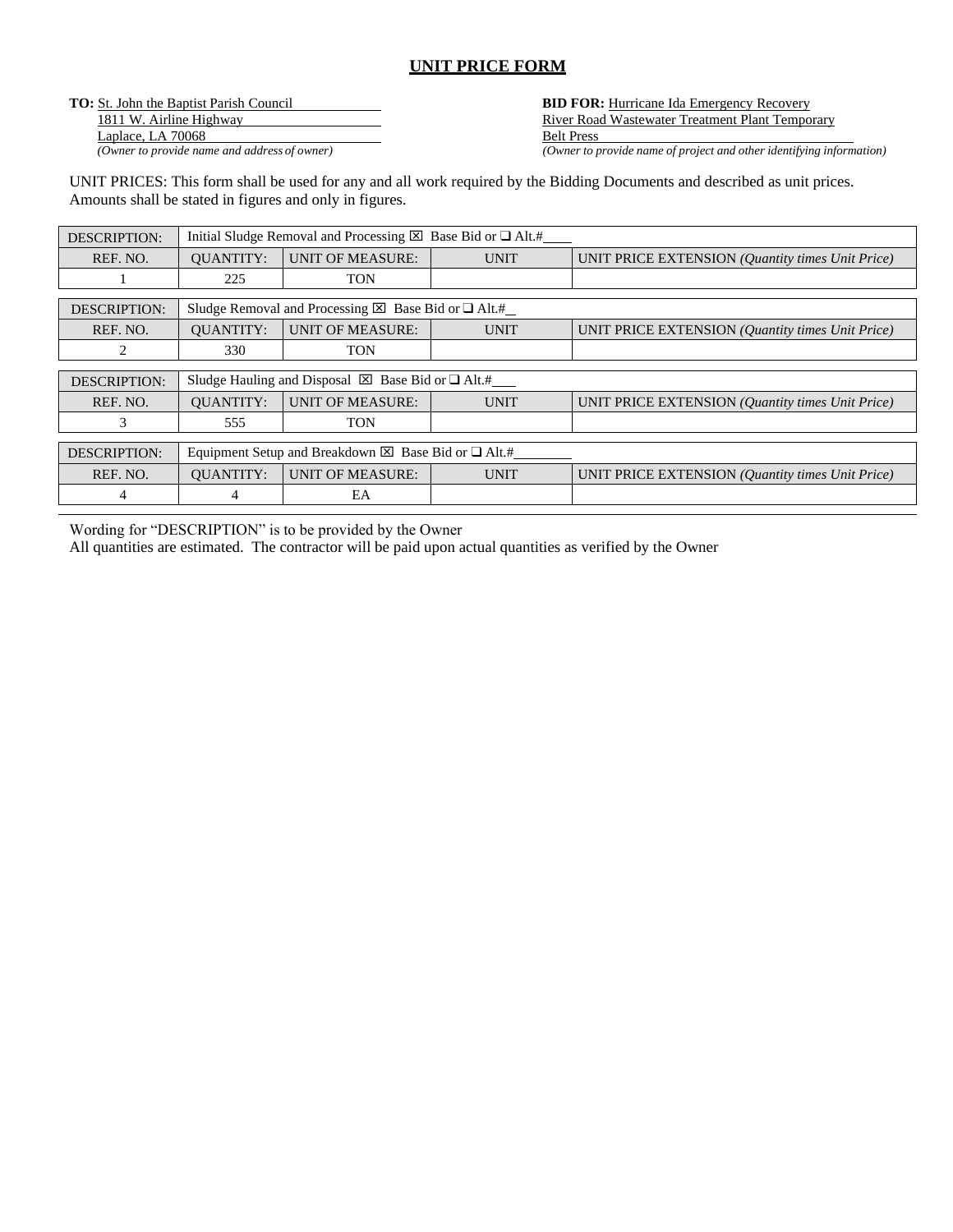# UNIT PRICE FORM

**TO:** St. John the Baptist Parish Council
1811 W. Airline Highway
Laplace, LA 70068
*(Owner to provide name and address of owner)*

**BID FOR:** Hurricane Ida Emergency Recovery
River Road Wastewater Treatment Plant Temporary
Belt Press
*(Owner to provide name of project and other identifying information)*

UNIT PRICES: This form shall be used for any and all work required by the Bidding Documents and described as unit prices. Amounts shall be stated in figures and only in figures.

| DESCRIPTION: | Initial Sludge Removal and Processing ☒ Base Bid or ❑ Alt.#____ | | | |
|---|---|---|---|---|
| REF. NO. | QUANTITY: | UNIT OF MEASURE: | UNIT | UNIT PRICE EXTENSION *(Quantity times Unit Price)* |
| 1 | 225 | TON | | |

| DESCRIPTION: | Sludge Removal and Processing ☒ Base Bid or ❑ Alt.#__ | | | |
|---|---|---|---|---|
| REF. NO. | QUANTITY: | UNIT OF MEASURE: | UNIT | UNIT PRICE EXTENSION *(Quantity times Unit Price)* |
| 2 | 330 | TON | | |

| DESCRIPTION: | Sludge Hauling and Disposal ☒ Base Bid or ❑ Alt.#___ | | | |
|---|---|---|---|---|
| REF. NO. | QUANTITY: | UNIT OF MEASURE: | UNIT | UNIT PRICE EXTENSION *(Quantity times Unit Price)* |
| 3 | 555 | TON | | |

| DESCRIPTION: | Equipment Setup and Breakdown ☒ Base Bid or ❑ Alt.#________ | | | |
|---|---|---|---|---|
| REF. NO. | QUANTITY: | UNIT OF MEASURE: | UNIT | UNIT PRICE EXTENSION *(Quantity times Unit Price)* |
| 4 | 4 | EA | | |

Wording for "DESCRIPTION" is to be provided by the Owner
All quantities are estimated. The contractor will be paid upon actual quantities as verified by the Owner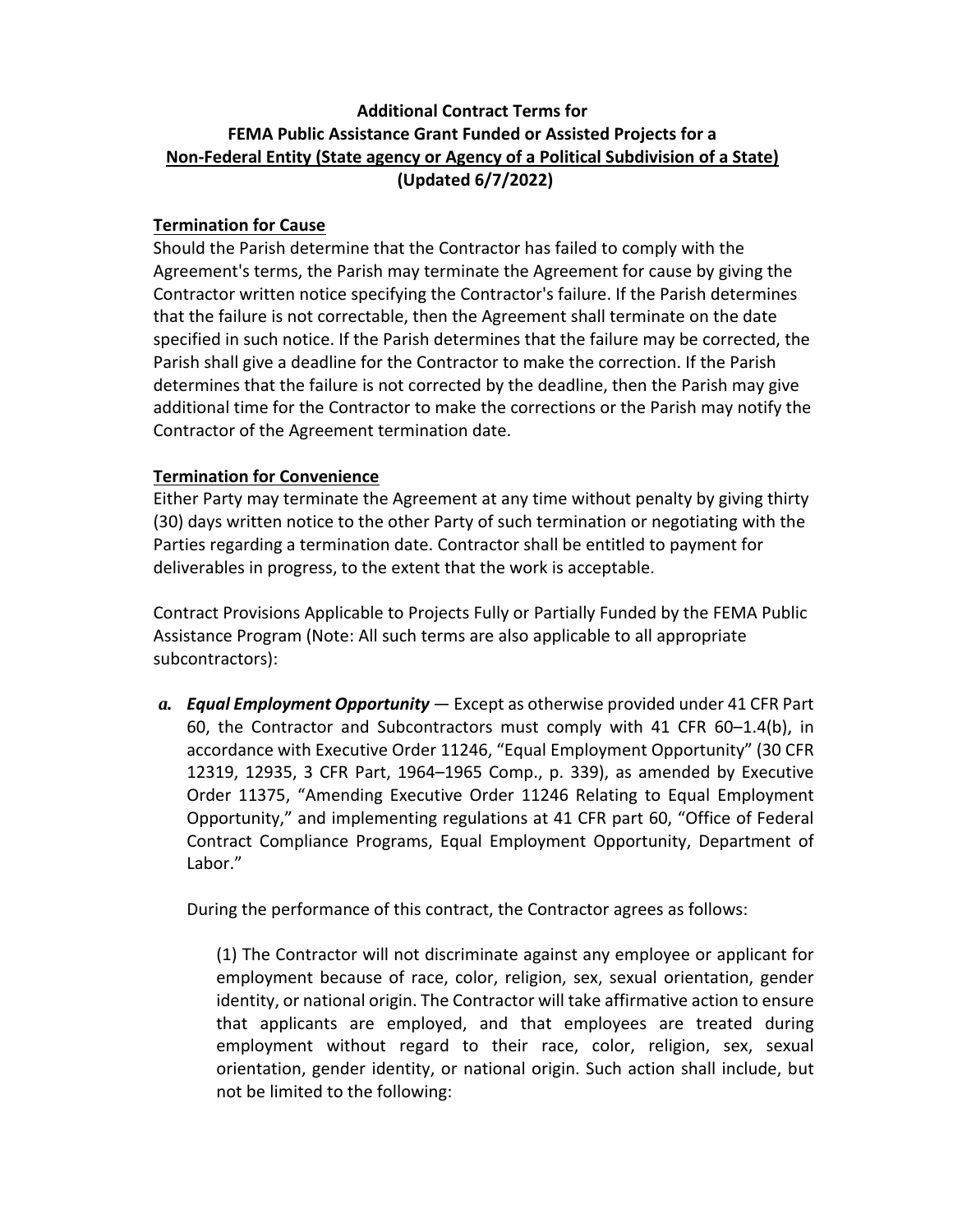**Additional Contract Terms for**
**FEMA Public Assistance Grant Funded or Assisted Projects for a**
**Non-Federal Entity (State agency or Agency of a Political Subdivision of a State)**
**(Updated 6/7/2022)**

**Termination for Cause**

Should the Parish determine that the Contractor has failed to comply with the Agreement's terms, the Parish may terminate the Agreement for cause by giving the Contractor written notice specifying the Contractor's failure. If the Parish determines that the failure is not correctable, then the Agreement shall terminate on the date specified in such notice. If the Parish determines that the failure may be corrected, the Parish shall give a deadline for the Contractor to make the correction. If the Parish determines that the failure is not corrected by the deadline, then the Parish may give additional time for the Contractor to make the corrections or the Parish may notify the Contractor of the Agreement termination date.

**Termination for Convenience**

Either Party may terminate the Agreement at any time without penalty by giving thirty (30) days written notice to the other Party of such termination or negotiating with the Parties regarding a termination date. Contractor shall be entitled to payment for deliverables in progress, to the extent that the work is acceptable.

Contract Provisions Applicable to Projects Fully or Partially Funded by the FEMA Public Assistance Program (Note: All such terms are also applicable to all appropriate subcontractors):

***a. Equal Employment Opportunity*** — Except as otherwise provided under 41 CFR Part 60, the Contractor and Subcontractors must comply with 41 CFR 60–1.4(b), in accordance with Executive Order 11246, "Equal Employment Opportunity" (30 CFR 12319, 12935, 3 CFR Part, 1964–1965 Comp., p. 339), as amended by Executive Order 11375, "Amending Executive Order 11246 Relating to Equal Employment Opportunity," and implementing regulations at 41 CFR part 60, "Office of Federal Contract Compliance Programs, Equal Employment Opportunity, Department of Labor."

During the performance of this contract, the Contractor agrees as follows:

(1) The Contractor will not discriminate against any employee or applicant for employment because of race, color, religion, sex, sexual orientation, gender identity, or national origin. The Contractor will take affirmative action to ensure that applicants are employed, and that employees are treated during employment without regard to their race, color, religion, sex, sexual orientation, gender identity, or national origin. Such action shall include, but not be limited to the following: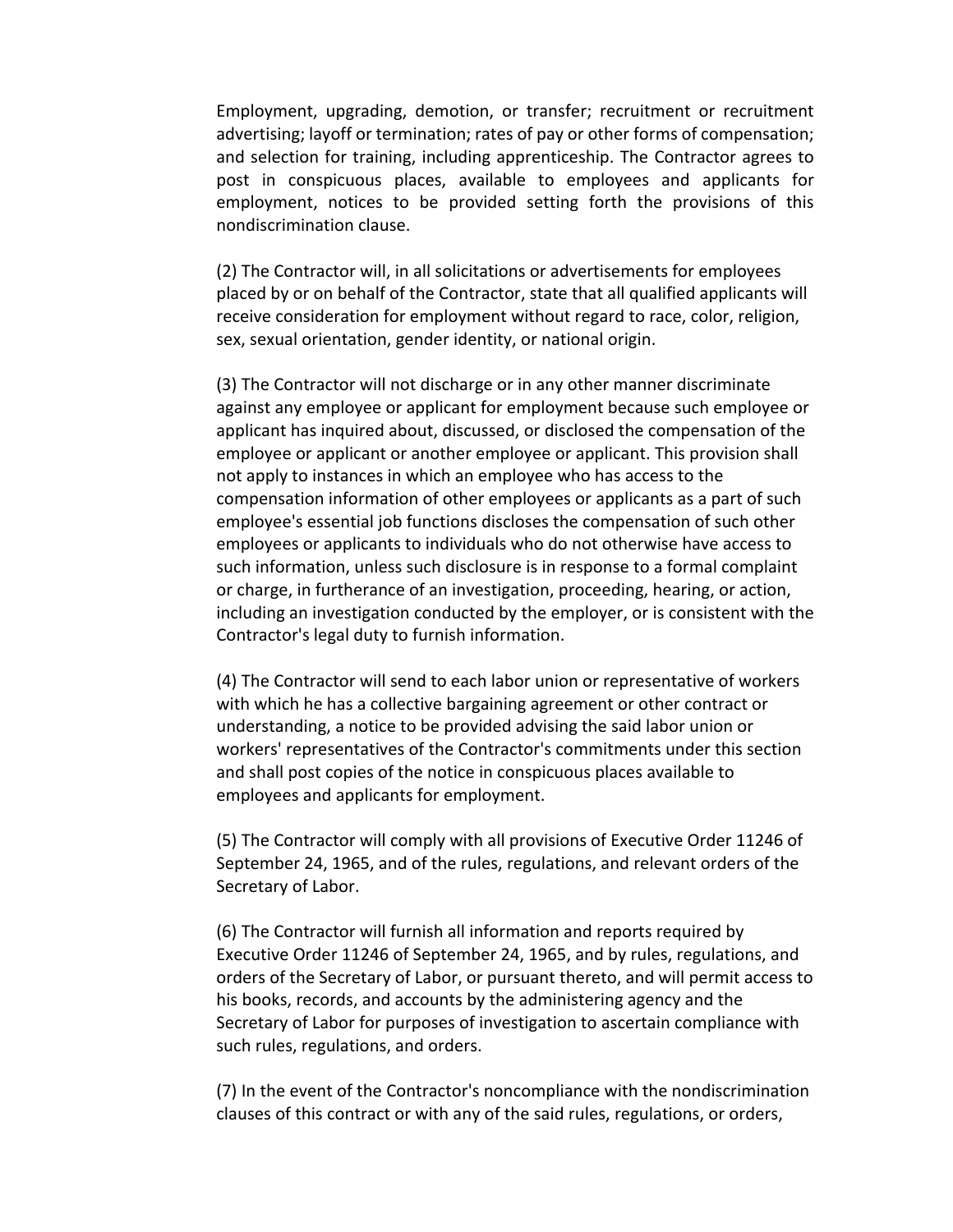Employment, upgrading, demotion, or transfer; recruitment or recruitment advertising; layoff or termination; rates of pay or other forms of compensation; and selection for training, including apprenticeship. The Contractor agrees to post in conspicuous places, available to employees and applicants for employment, notices to be provided setting forth the provisions of this nondiscrimination clause.

(2) The Contractor will, in all solicitations or advertisements for employees placed by or on behalf of the Contractor, state that all qualified applicants will receive consideration for employment without regard to race, color, religion, sex, sexual orientation, gender identity, or national origin.

(3) The Contractor will not discharge or in any other manner discriminate against any employee or applicant for employment because such employee or applicant has inquired about, discussed, or disclosed the compensation of the employee or applicant or another employee or applicant. This provision shall not apply to instances in which an employee who has access to the compensation information of other employees or applicants as a part of such employee's essential job functions discloses the compensation of such other employees or applicants to individuals who do not otherwise have access to such information, unless such disclosure is in response to a formal complaint or charge, in furtherance of an investigation, proceeding, hearing, or action, including an investigation conducted by the employer, or is consistent with the Contractor's legal duty to furnish information.

(4) The Contractor will send to each labor union or representative of workers with which he has a collective bargaining agreement or other contract or understanding, a notice to be provided advising the said labor union or workers' representatives of the Contractor's commitments under this section and shall post copies of the notice in conspicuous places available to employees and applicants for employment.

(5) The Contractor will comply with all provisions of Executive Order 11246 of September 24, 1965, and of the rules, regulations, and relevant orders of the Secretary of Labor.

(6) The Contractor will furnish all information and reports required by Executive Order 11246 of September 24, 1965, and by rules, regulations, and orders of the Secretary of Labor, or pursuant thereto, and will permit access to his books, records, and accounts by the administering agency and the Secretary of Labor for purposes of investigation to ascertain compliance with such rules, regulations, and orders.

(7) In the event of the Contractor's noncompliance with the nondiscrimination clauses of this contract or with any of the said rules, regulations, or orders,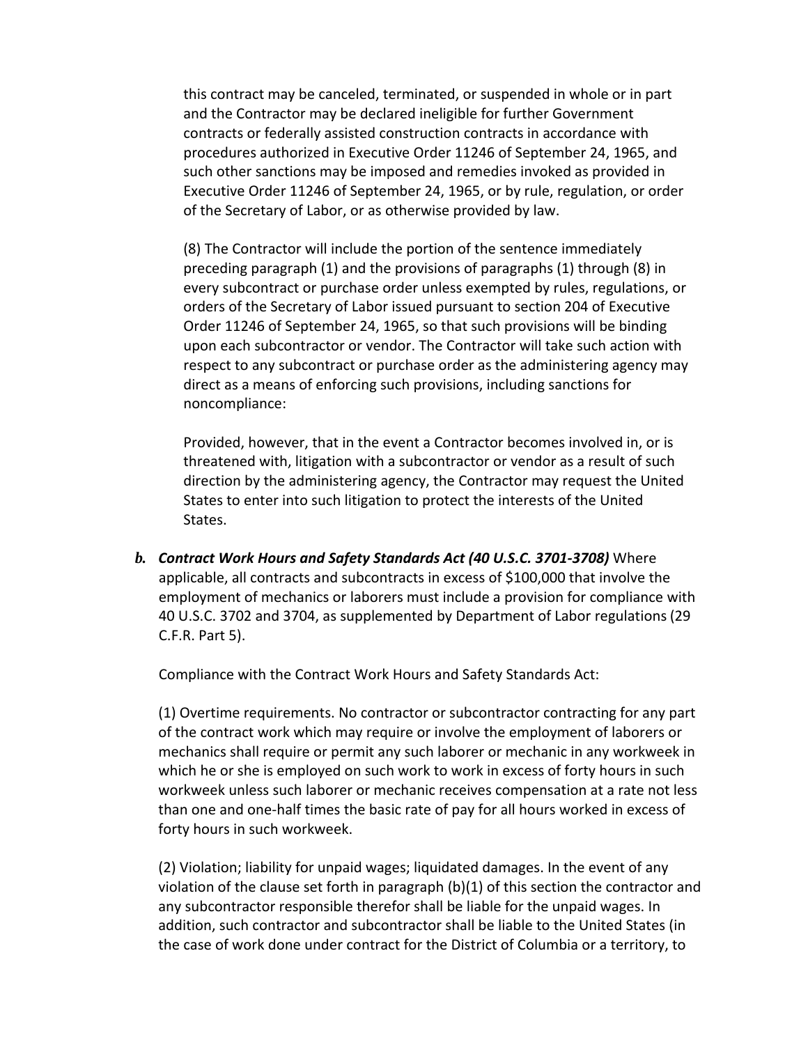this contract may be canceled, terminated, or suspended in whole or in part and the Contractor may be declared ineligible for further Government contracts or federally assisted construction contracts in accordance with procedures authorized in Executive Order 11246 of September 24, 1965, and such other sanctions may be imposed and remedies invoked as provided in Executive Order 11246 of September 24, 1965, or by rule, regulation, or order of the Secretary of Labor, or as otherwise provided by law.

(8) The Contractor will include the portion of the sentence immediately preceding paragraph (1) and the provisions of paragraphs (1) through (8) in every subcontract or purchase order unless exempted by rules, regulations, or orders of the Secretary of Labor issued pursuant to section 204 of Executive Order 11246 of September 24, 1965, so that such provisions will be binding upon each subcontractor or vendor. The Contractor will take such action with respect to any subcontract or purchase order as the administering agency may direct as a means of enforcing such provisions, including sanctions for noncompliance:

Provided, however, that in the event a Contractor becomes involved in, or is threatened with, litigation with a subcontractor or vendor as a result of such direction by the administering agency, the Contractor may request the United States to enter into such litigation to protect the interests of the United States.

***b. Contract Work Hours and Safety Standards Act (40 U.S.C. 3701-3708)*** Where applicable, all contracts and subcontracts in excess of $100,000 that involve the employment of mechanics or laborers must include a provision for compliance with 40 U.S.C. 3702 and 3704, as supplemented by Department of Labor regulations (29 C.F.R. Part 5).

Compliance with the Contract Work Hours and Safety Standards Act:

(1) Overtime requirements. No contractor or subcontractor contracting for any part of the contract work which may require or involve the employment of laborers or mechanics shall require or permit any such laborer or mechanic in any workweek in which he or she is employed on such work to work in excess of forty hours in such workweek unless such laborer or mechanic receives compensation at a rate not less than one and one-half times the basic rate of pay for all hours worked in excess of forty hours in such workweek.

(2) Violation; liability for unpaid wages; liquidated damages. In the event of any violation of the clause set forth in paragraph (b)(1) of this section the contractor and any subcontractor responsible therefor shall be liable for the unpaid wages. In addition, such contractor and subcontractor shall be liable to the United States (in the case of work done under contract for the District of Columbia or a territory, to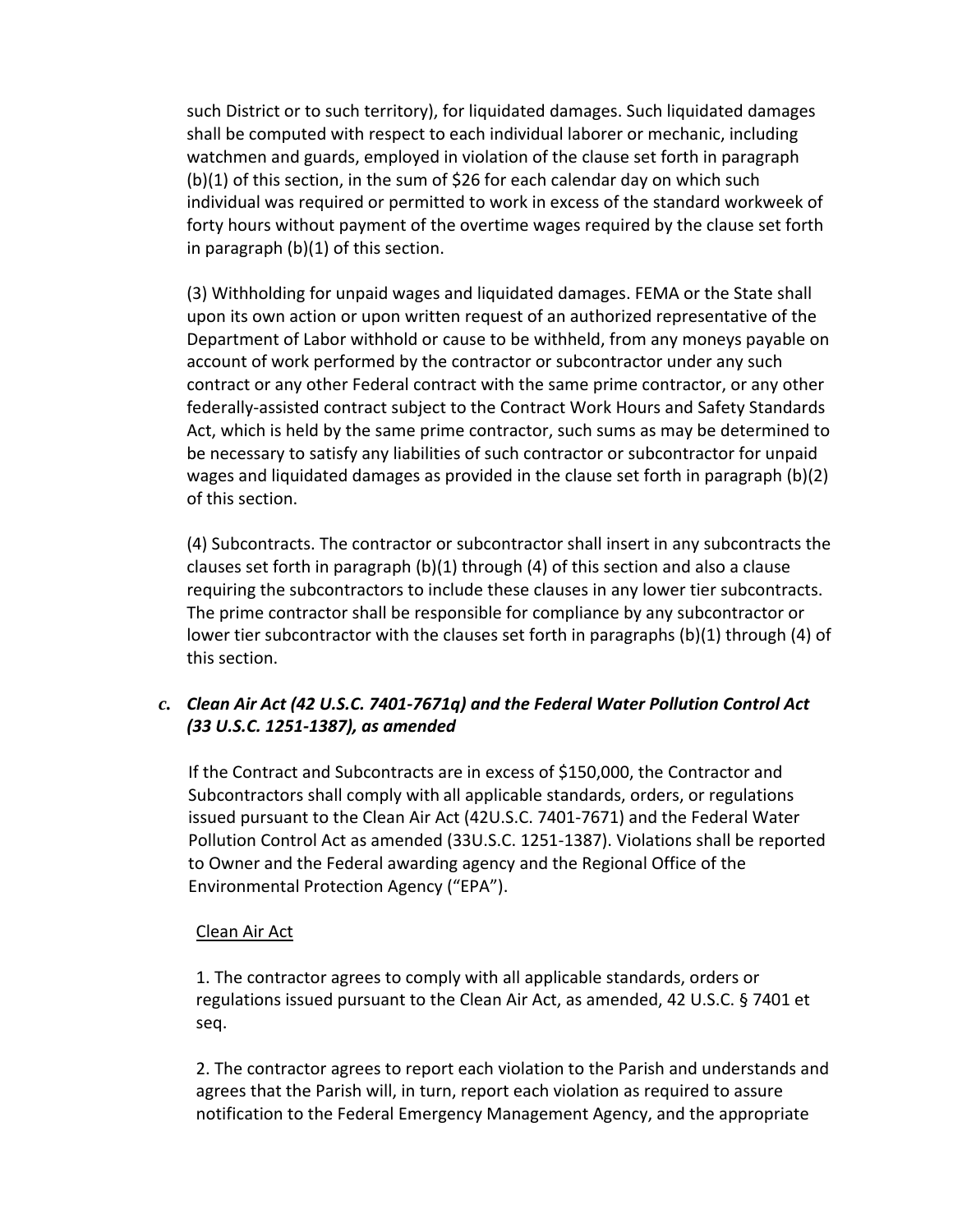such District or to such territory), for liquidated damages. Such liquidated damages shall be computed with respect to each individual laborer or mechanic, including watchmen and guards, employed in violation of the clause set forth in paragraph (b)(1) of this section, in the sum of $26 for each calendar day on which such individual was required or permitted to work in excess of the standard workweek of forty hours without payment of the overtime wages required by the clause set forth in paragraph (b)(1) of this section.

(3) Withholding for unpaid wages and liquidated damages. FEMA or the State shall upon its own action or upon written request of an authorized representative of the Department of Labor withhold or cause to be withheld, from any moneys payable on account of work performed by the contractor or subcontractor under any such contract or any other Federal contract with the same prime contractor, or any other federally-assisted contract subject to the Contract Work Hours and Safety Standards Act, which is held by the same prime contractor, such sums as may be determined to be necessary to satisfy any liabilities of such contractor or subcontractor for unpaid wages and liquidated damages as provided in the clause set forth in paragraph (b)(2) of this section.

(4) Subcontracts. The contractor or subcontractor shall insert in any subcontracts the clauses set forth in paragraph (b)(1) through (4) of this section and also a clause requiring the subcontractors to include these clauses in any lower tier subcontracts. The prime contractor shall be responsible for compliance by any subcontractor or lower tier subcontractor with the clauses set forth in paragraphs (b)(1) through (4) of this section.

***c. Clean Air Act (42 U.S.C. 7401-7671q) and the Federal Water Pollution Control Act (33 U.S.C. 1251-1387), as amended***

If the Contract and Subcontracts are in excess of $150,000, the Contractor and Subcontractors shall comply with all applicable standards, orders, or regulations issued pursuant to the Clean Air Act (42U.S.C. 7401-7671) and the Federal Water Pollution Control Act as amended (33U.S.C. 1251-1387). Violations shall be reported to Owner and the Federal awarding agency and the Regional Office of the Environmental Protection Agency ("EPA").

<u>Clean Air Act</u>

1. The contractor agrees to comply with all applicable standards, orders or regulations issued pursuant to the Clean Air Act, as amended, 42 U.S.C. § 7401 et seq.

2. The contractor agrees to report each violation to the Parish and understands and agrees that the Parish will, in turn, report each violation as required to assure notification to the Federal Emergency Management Agency, and the appropriate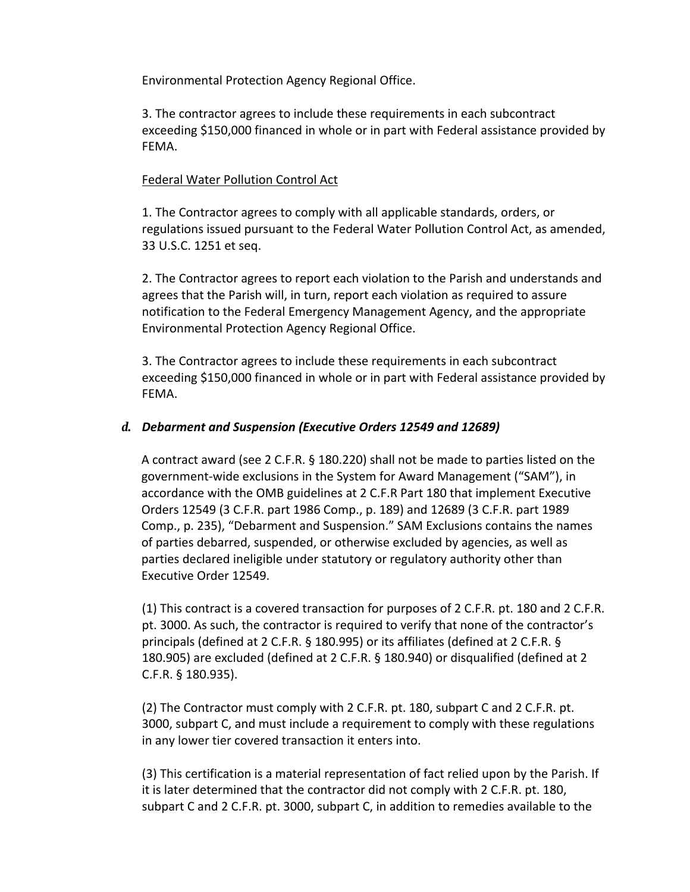Environmental Protection Agency Regional Office.

3. The contractor agrees to include these requirements in each subcontract exceeding $150,000 financed in whole or in part with Federal assistance provided by FEMA.

Federal Water Pollution Control Act

1. The Contractor agrees to comply with all applicable standards, orders, or regulations issued pursuant to the Federal Water Pollution Control Act, as amended, 33 U.S.C. 1251 et seq.

2. The Contractor agrees to report each violation to the Parish and understands and agrees that the Parish will, in turn, report each violation as required to assure notification to the Federal Emergency Management Agency, and the appropriate Environmental Protection Agency Regional Office.

3. The Contractor agrees to include these requirements in each subcontract exceeding $150,000 financed in whole or in part with Federal assistance provided by FEMA.

### *d. Debarment and Suspension (Executive Orders 12549 and 12689)*

A contract award (see 2 C.F.R. § 180.220) shall not be made to parties listed on the government-wide exclusions in the System for Award Management ("SAM"), in accordance with the OMB guidelines at 2 C.F.R Part 180 that implement Executive Orders 12549 (3 C.F.R. part 1986 Comp., p. 189) and 12689 (3 C.F.R. part 1989 Comp., p. 235), "Debarment and Suspension." SAM Exclusions contains the names of parties debarred, suspended, or otherwise excluded by agencies, as well as parties declared ineligible under statutory or regulatory authority other than Executive Order 12549.

(1) This contract is a covered transaction for purposes of 2 C.F.R. pt. 180 and 2 C.F.R. pt. 3000. As such, the contractor is required to verify that none of the contractor's principals (defined at 2 C.F.R. § 180.995) or its affiliates (defined at 2 C.F.R. § 180.905) are excluded (defined at 2 C.F.R. § 180.940) or disqualified (defined at 2 C.F.R. § 180.935).

(2) The Contractor must comply with 2 C.F.R. pt. 180, subpart C and 2 C.F.R. pt. 3000, subpart C, and must include a requirement to comply with these regulations in any lower tier covered transaction it enters into.

(3) This certification is a material representation of fact relied upon by the Parish. If it is later determined that the contractor did not comply with 2 C.F.R. pt. 180, subpart C and 2 C.F.R. pt. 3000, subpart C, in addition to remedies available to the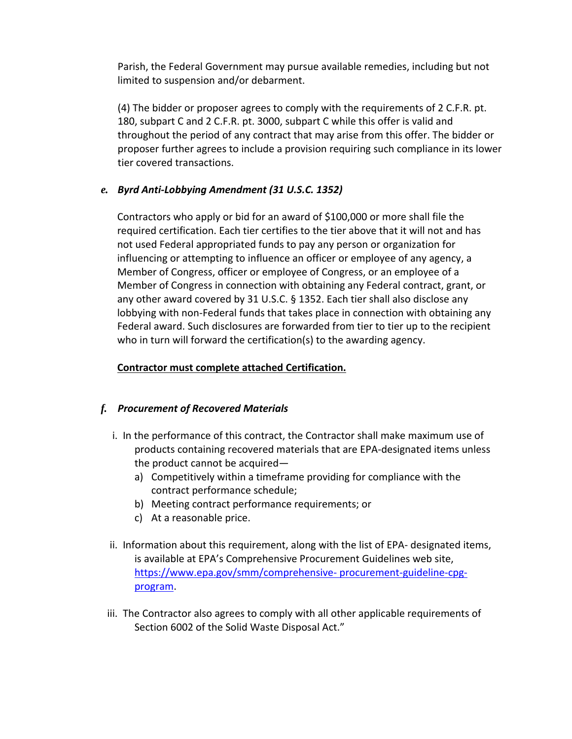Parish, the Federal Government may pursue available remedies, including but not limited to suspension and/or debarment.

(4) The bidder or proposer agrees to comply with the requirements of 2 C.F.R. pt. 180, subpart C and 2 C.F.R. pt. 3000, subpart C while this offer is valid and throughout the period of any contract that may arise from this offer. The bidder or proposer further agrees to include a provision requiring such compliance in its lower tier covered transactions.

***e. Byrd Anti-Lobbying Amendment (31 U.S.C. 1352)***

Contractors who apply or bid for an award of $100,000 or more shall file the required certification. Each tier certifies to the tier above that it will not and has not used Federal appropriated funds to pay any person or organization for influencing or attempting to influence an officer or employee of any agency, a Member of Congress, officer or employee of Congress, or an employee of a Member of Congress in connection with obtaining any Federal contract, grant, or any other award covered by 31 U.S.C. § 1352. Each tier shall also disclose any lobbying with non-Federal funds that takes place in connection with obtaining any Federal award. Such disclosures are forwarded from tier to tier up to the recipient who in turn will forward the certification(s) to the awarding agency.

**<u>Contractor must complete attached Certification.</u>**

***f. Procurement of Recovered Materials***

i. In the performance of this contract, the Contractor shall make maximum use of products containing recovered materials that are EPA-designated items unless the product cannot be acquired—
   a) Competitively within a timeframe providing for compliance with the contract performance schedule;
   b) Meeting contract performance requirements; or
   c) At a reasonable price.

ii. Information about this requirement, along with the list of EPA- designated items, is available at EPA's Comprehensive Procurement Guidelines web site, [https://www.epa.gov/smm/comprehensive- procurement-guideline-cpg-program](https://www.epa.gov/smm/comprehensive-procurement-guideline-cpg-program).

iii. The Contractor also agrees to comply with all other applicable requirements of Section 6002 of the Solid Waste Disposal Act."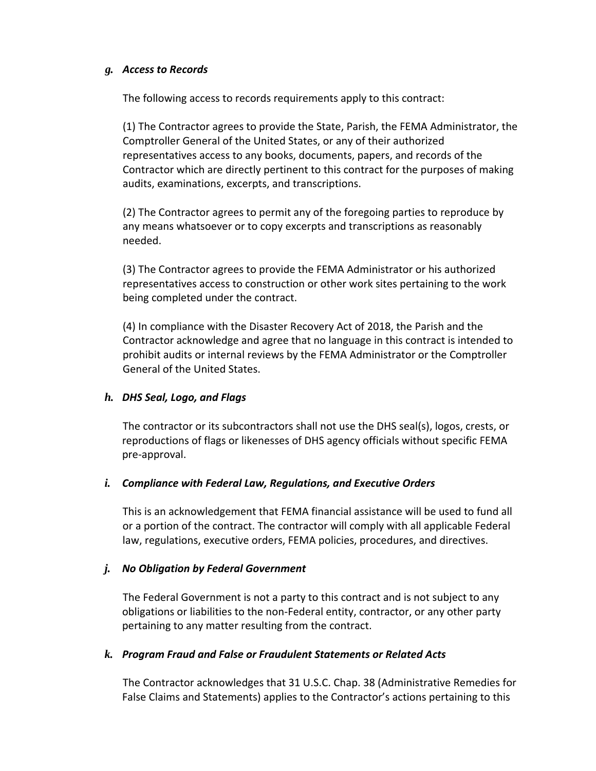### *g. Access to Records*

The following access to records requirements apply to this contract:

(1) The Contractor agrees to provide the State, Parish, the FEMA Administrator, the Comptroller General of the United States, or any of their authorized representatives access to any books, documents, papers, and records of the Contractor which are directly pertinent to this contract for the purposes of making audits, examinations, excerpts, and transcriptions.

(2) The Contractor agrees to permit any of the foregoing parties to reproduce by any means whatsoever or to copy excerpts and transcriptions as reasonably needed.

(3) The Contractor agrees to provide the FEMA Administrator or his authorized representatives access to construction or other work sites pertaining to the work being completed under the contract.

(4) In compliance with the Disaster Recovery Act of 2018, the Parish and the Contractor acknowledge and agree that no language in this contract is intended to prohibit audits or internal reviews by the FEMA Administrator or the Comptroller General of the United States.

### *h. DHS Seal, Logo, and Flags*

The contractor or its subcontractors shall not use the DHS seal(s), logos, crests, or reproductions of flags or likenesses of DHS agency officials without specific FEMA pre-approval.

### *i. Compliance with Federal Law, Regulations, and Executive Orders*

This is an acknowledgement that FEMA financial assistance will be used to fund all or a portion of the contract. The contractor will comply with all applicable Federal law, regulations, executive orders, FEMA policies, procedures, and directives.

### *j. No Obligation by Federal Government*

The Federal Government is not a party to this contract and is not subject to any obligations or liabilities to the non-Federal entity, contractor, or any other party pertaining to any matter resulting from the contract.

### *k. Program Fraud and False or Fraudulent Statements or Related Acts*

The Contractor acknowledges that 31 U.S.C. Chap. 38 (Administrative Remedies for False Claims and Statements) applies to the Contractor's actions pertaining to this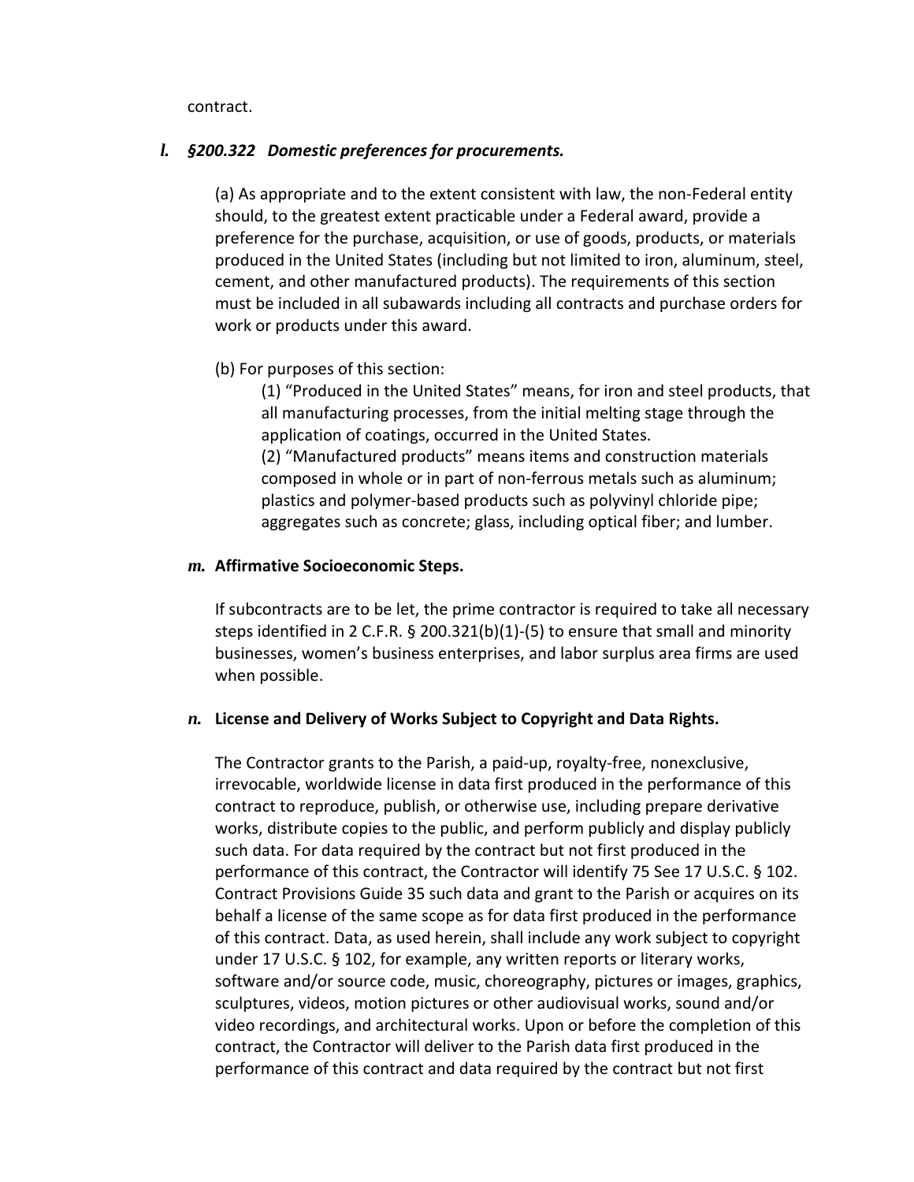contract.

### *l.* *§200.322 Domestic preferences for procurements.*

(a) As appropriate and to the extent consistent with law, the non-Federal entity should, to the greatest extent practicable under a Federal award, provide a preference for the purchase, acquisition, or use of goods, products, or materials produced in the United States (including but not limited to iron, aluminum, steel, cement, and other manufactured products). The requirements of this section must be included in all subawards including all contracts and purchase orders for work or products under this award.

(b) For purposes of this section:

(1) "Produced in the United States" means, for iron and steel products, that all manufacturing processes, from the initial melting stage through the application of coatings, occurred in the United States.
(2) "Manufactured products" means items and construction materials composed in whole or in part of non-ferrous metals such as aluminum; plastics and polymer-based products such as polyvinyl chloride pipe; aggregates such as concrete; glass, including optical fiber; and lumber.

### *m.* **Affirmative Socioeconomic Steps.**

If subcontracts are to be let, the prime contractor is required to take all necessary steps identified in 2 C.F.R. § 200.321(b)(1)-(5) to ensure that small and minority businesses, women's business enterprises, and labor surplus area firms are used when possible.

### *n.* **License and Delivery of Works Subject to Copyright and Data Rights.**

The Contractor grants to the Parish, a paid-up, royalty-free, nonexclusive, irrevocable, worldwide license in data first produced in the performance of this contract to reproduce, publish, or otherwise use, including prepare derivative works, distribute copies to the public, and perform publicly and display publicly such data. For data required by the contract but not first produced in the performance of this contract, the Contractor will identify 75 See 17 U.S.C. § 102. Contract Provisions Guide 35 such data and grant to the Parish or acquires on its behalf a license of the same scope as for data first produced in the performance of this contract. Data, as used herein, shall include any work subject to copyright under 17 U.S.C. § 102, for example, any written reports or literary works, software and/or source code, music, choreography, pictures or images, graphics, sculptures, videos, motion pictures or other audiovisual works, sound and/or video recordings, and architectural works. Upon or before the completion of this contract, the Contractor will deliver to the Parish data first produced in the performance of this contract and data required by the contract but not first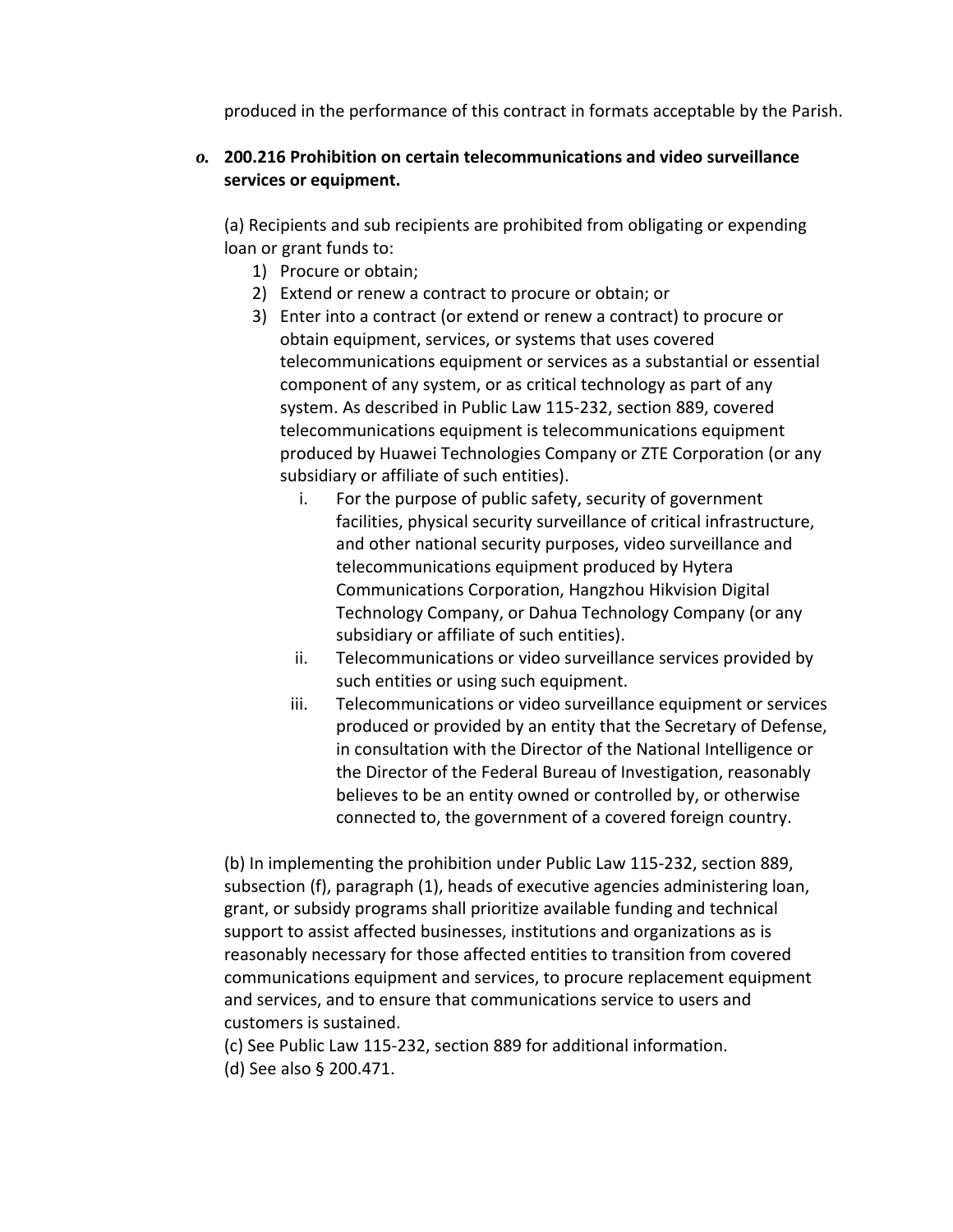produced in the performance of this contract in formats acceptable by the Parish.

***o.*** **200.216 Prohibition on certain telecommunications and video surveillance services or equipment.**

(a) Recipients and sub recipients are prohibited from obligating or expending loan or grant funds to:

1) Procure or obtain;
2) Extend or renew a contract to procure or obtain; or
3) Enter into a contract (or extend or renew a contract) to procure or obtain equipment, services, or systems that uses covered telecommunications equipment or services as a substantial or essential component of any system, or as critical technology as part of any system. As described in Public Law 115-232, section 889, covered telecommunications equipment is telecommunications equipment produced by Huawei Technologies Company or ZTE Corporation (or any subsidiary or affiliate of such entities).
    i. For the purpose of public safety, security of government facilities, physical security surveillance of critical infrastructure, and other national security purposes, video surveillance and telecommunications equipment produced by Hytera Communications Corporation, Hangzhou Hikvision Digital Technology Company, or Dahua Technology Company (or any subsidiary or affiliate of such entities).
    ii. Telecommunications or video surveillance services provided by such entities or using such equipment.
    iii. Telecommunications or video surveillance equipment or services produced or provided by an entity that the Secretary of Defense, in consultation with the Director of the National Intelligence or the Director of the Federal Bureau of Investigation, reasonably believes to be an entity owned or controlled by, or otherwise connected to, the government of a covered foreign country.

(b) In implementing the prohibition under Public Law 115-232, section 889, subsection (f), paragraph (1), heads of executive agencies administering loan, grant, or subsidy programs shall prioritize available funding and technical support to assist affected businesses, institutions and organizations as is reasonably necessary for those affected entities to transition from covered communications equipment and services, to procure replacement equipment and services, and to ensure that communications service to users and customers is sustained.

(c) See Public Law 115-232, section 889 for additional information.

(d) See also § 200.471.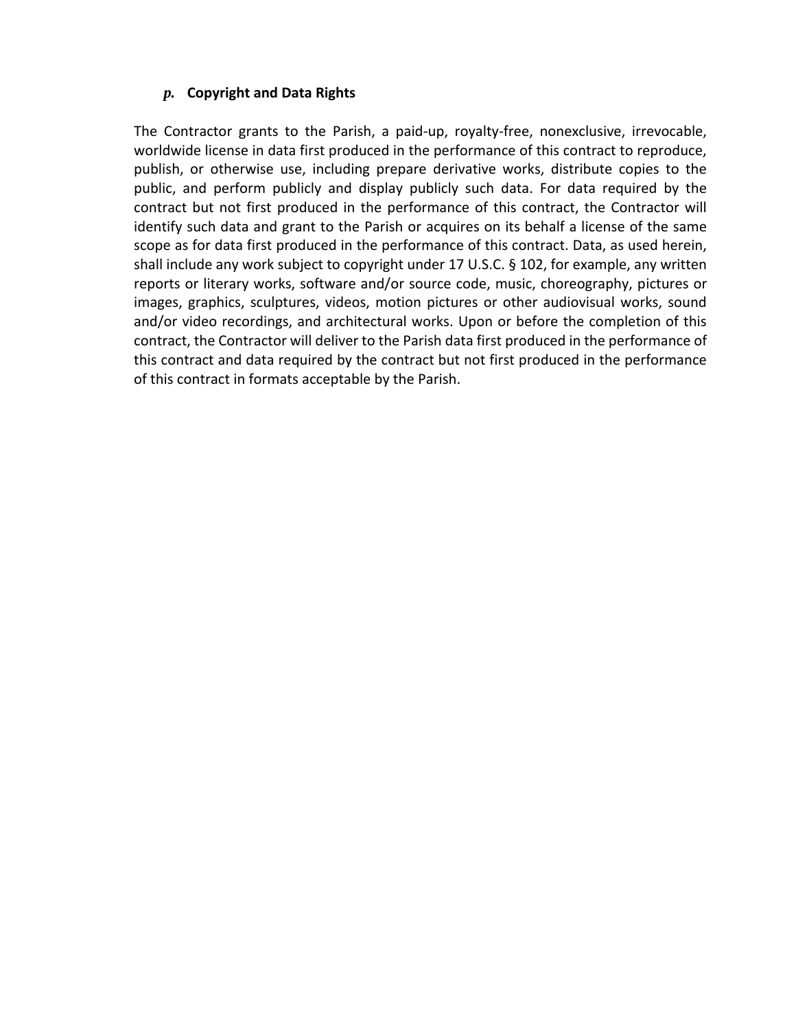### *p.* **Copyright and Data Rights**

The Contractor grants to the Parish, a paid-up, royalty-free, nonexclusive, irrevocable, worldwide license in data first produced in the performance of this contract to reproduce, publish, or otherwise use, including prepare derivative works, distribute copies to the public, and perform publicly and display publicly such data. For data required by the contract but not first produced in the performance of this contract, the Contractor will identify such data and grant to the Parish or acquires on its behalf a license of the same scope as for data first produced in the performance of this contract. Data, as used herein, shall include any work subject to copyright under 17 U.S.C. § 102, for example, any written reports or literary works, software and/or source code, music, choreography, pictures or images, graphics, sculptures, videos, motion pictures or other audiovisual works, sound and/or video recordings, and architectural works. Upon or before the completion of this contract, the Contractor will deliver to the Parish data first produced in the performance of this contract and data required by the contract but not first produced in the performance of this contract in formats acceptable by the Parish.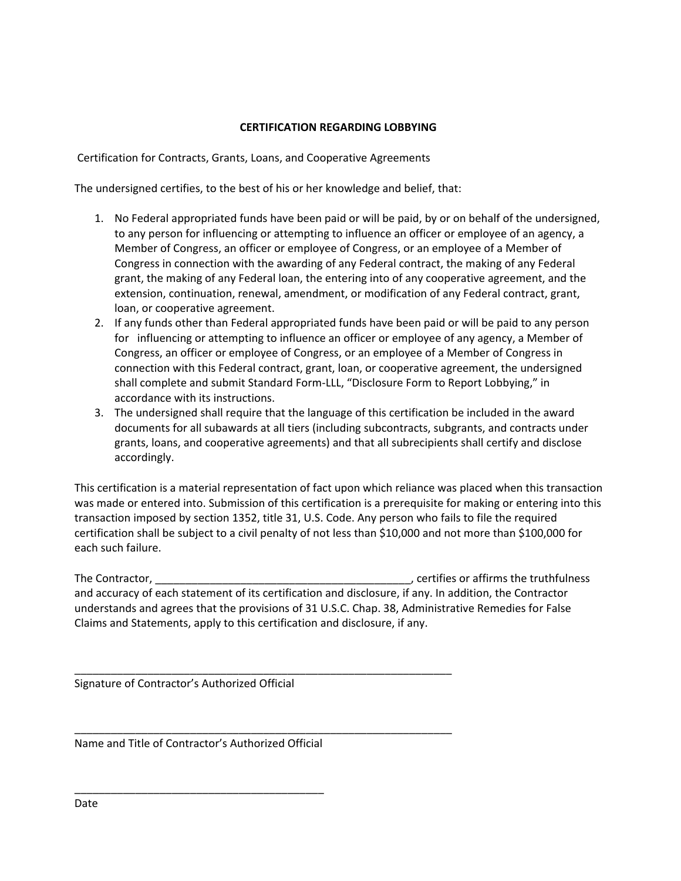**CERTIFICATION REGARDING LOBBYING**

Certification for Contracts, Grants, Loans, and Cooperative Agreements

The undersigned certifies, to the best of his or her knowledge and belief, that:

1. No Federal appropriated funds have been paid or will be paid, by or on behalf of the undersigned, to any person for influencing or attempting to influence an officer or employee of an agency, a Member of Congress, an officer or employee of Congress, or an employee of a Member of Congress in connection with the awarding of any Federal contract, the making of any Federal grant, the making of any Federal loan, the entering into of any cooperative agreement, and the extension, continuation, renewal, amendment, or modification of any Federal contract, grant, loan, or cooperative agreement.
2. If any funds other than Federal appropriated funds have been paid or will be paid to any person for influencing or attempting to influence an officer or employee of any agency, a Member of Congress, an officer or employee of Congress, or an employee of a Member of Congress in connection with this Federal contract, grant, loan, or cooperative agreement, the undersigned shall complete and submit Standard Form-LLL, "Disclosure Form to Report Lobbying," in accordance with its instructions.
3. The undersigned shall require that the language of this certification be included in the award documents for all subawards at all tiers (including subcontracts, subgrants, and contracts under grants, loans, and cooperative agreements) and that all subrecipients shall certify and disclose accordingly.

This certification is a material representation of fact upon which reliance was placed when this transaction was made or entered into. Submission of this certification is a prerequisite for making or entering into this transaction imposed by section 1352, title 31, U.S. Code. Any person who fails to file the required certification shall be subject to a civil penalty of not less than $10,000 and not more than $100,000 for each such failure.

The Contractor, ___________________________________________, certifies or affirms the truthfulness and accuracy of each statement of its certification and disclosure, if any. In addition, the Contractor understands and agrees that the provisions of 31 U.S.C. Chap. 38, Administrative Remedies for False Claims and Statements, apply to this certification and disclosure, if any.

_________________________________________________________________

Signature of Contractor's Authorized Official

_________________________________________________________________

Name and Title of Contractor's Authorized Official

___________________________________________

Date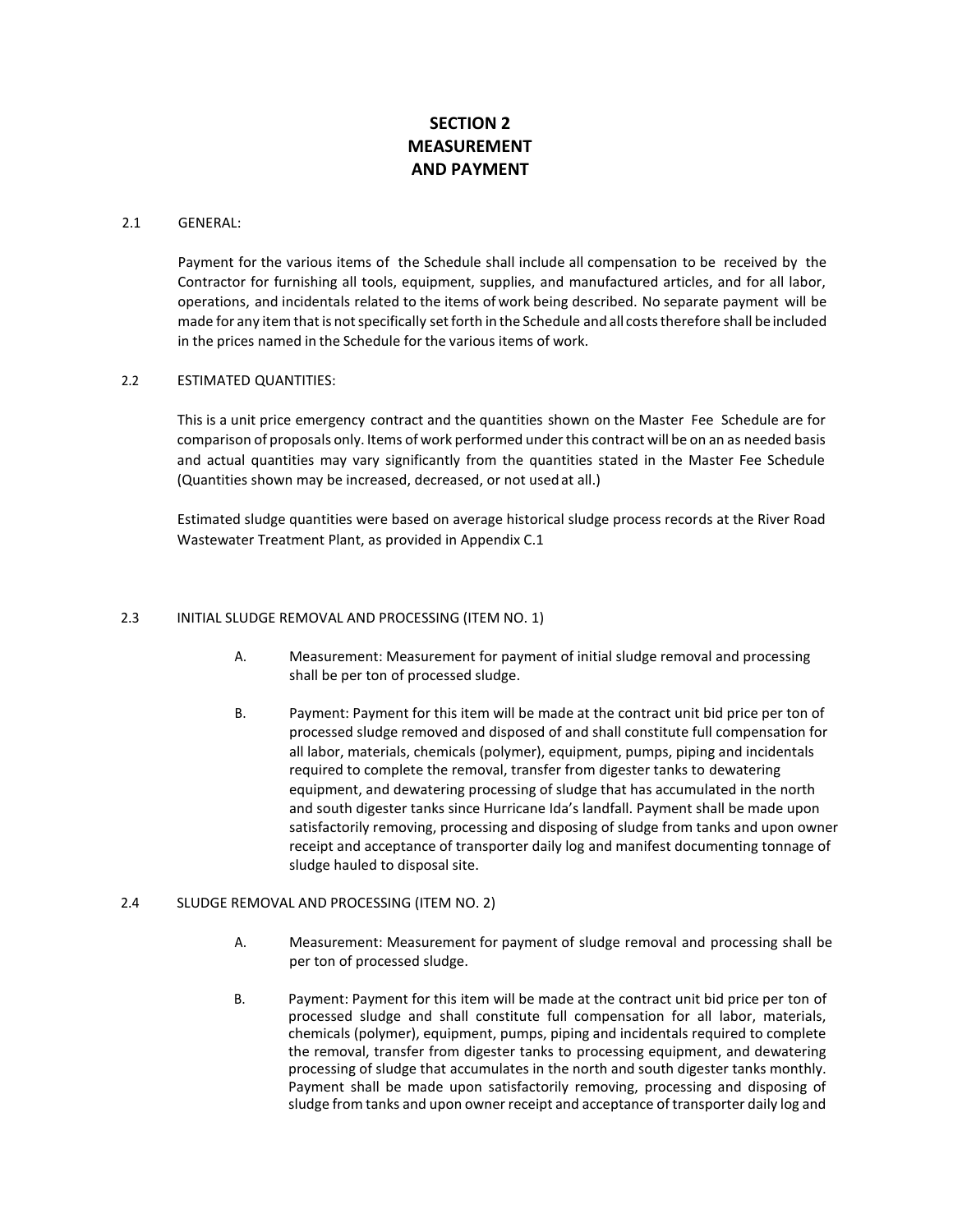# SECTION 2
# MEASUREMENT
# AND PAYMENT

2.1 GENERAL:

Payment for the various items of the Schedule shall include all compensation to be received by the Contractor for furnishing all tools, equipment, supplies, and manufactured articles, and for all labor, operations, and incidentals related to the items of work being described. No separate payment will be made for any item that is not specifically set forth in the Schedule and all costs therefore shall be included in the prices named in the Schedule for the various items of work.

2.2 ESTIMATED QUANTITIES:

This is a unit price emergency contract and the quantities shown on the Master Fee Schedule are for comparison of proposals only. Items of work performed under this contract will be on an as needed basis and actual quantities may vary significantly from the quantities stated in the Master Fee Schedule (Quantities shown may be increased, decreased, or not used at all.)

Estimated sludge quantities were based on average historical sludge process records at the River Road Wastewater Treatment Plant, as provided in Appendix C.1

2.3 INITIAL SLUDGE REMOVAL AND PROCESSING (ITEM NO. 1)

A. Measurement: Measurement for payment of initial sludge removal and processing shall be per ton of processed sludge.

B. Payment: Payment for this item will be made at the contract unit bid price per ton of processed sludge removed and disposed of and shall constitute full compensation for all labor, materials, chemicals (polymer), equipment, pumps, piping and incidentals required to complete the removal, transfer from digester tanks to dewatering equipment, and dewatering processing of sludge that has accumulated in the north and south digester tanks since Hurricane Ida's landfall. Payment shall be made upon satisfactorily removing, processing and disposing of sludge from tanks and upon owner receipt and acceptance of transporter daily log and manifest documenting tonnage of sludge hauled to disposal site.

2.4 SLUDGE REMOVAL AND PROCESSING (ITEM NO. 2)

A. Measurement: Measurement for payment of sludge removal and processing shall be per ton of processed sludge.

B. Payment: Payment for this item will be made at the contract unit bid price per ton of processed sludge and shall constitute full compensation for all labor, materials, chemicals (polymer), equipment, pumps, piping and incidentals required to complete the removal, transfer from digester tanks to processing equipment, and dewatering processing of sludge that accumulates in the north and south digester tanks monthly. Payment shall be made upon satisfactorily removing, processing and disposing of sludge from tanks and upon owner receipt and acceptance of transporter daily log and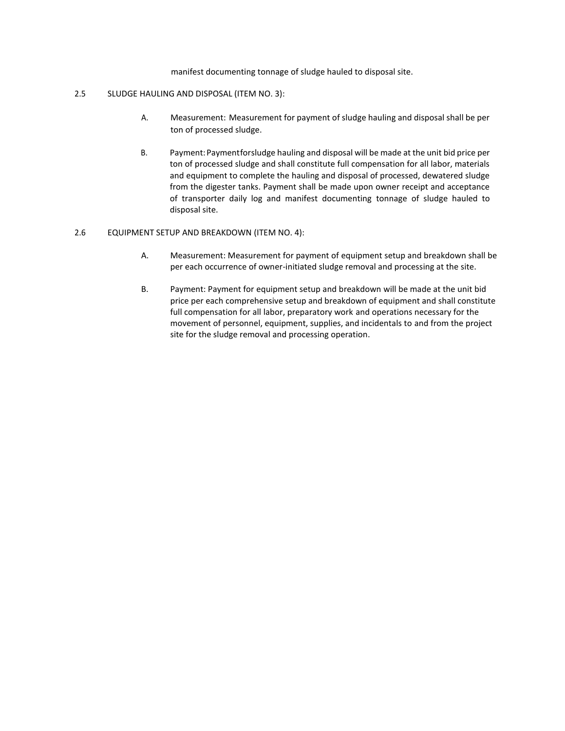manifest documenting tonnage of sludge hauled to disposal site.

2.5 SLUDGE HAULING AND DISPOSAL (ITEM NO. 3):

A. Measurement: Measurement for payment of sludge hauling and disposal shall be per ton of processed sludge.

B. Payment: Paymentforsludge hauling and disposal will be made at the unit bid price per ton of processed sludge and shall constitute full compensation for all labor, materials and equipment to complete the hauling and disposal of processed, dewatered sludge from the digester tanks. Payment shall be made upon owner receipt and acceptance of transporter daily log and manifest documenting tonnage of sludge hauled to disposal site.

2.6 EQUIPMENT SETUP AND BREAKDOWN (ITEM NO. 4):

A. Measurement: Measurement for payment of equipment setup and breakdown shall be per each occurrence of owner-initiated sludge removal and processing at the site.

B. Payment: Payment for equipment setup and breakdown will be made at the unit bid price per each comprehensive setup and breakdown of equipment and shall constitute full compensation for all labor, preparatory work and operations necessary for the movement of personnel, equipment, supplies, and incidentals to and from the project site for the sludge removal and processing operation.